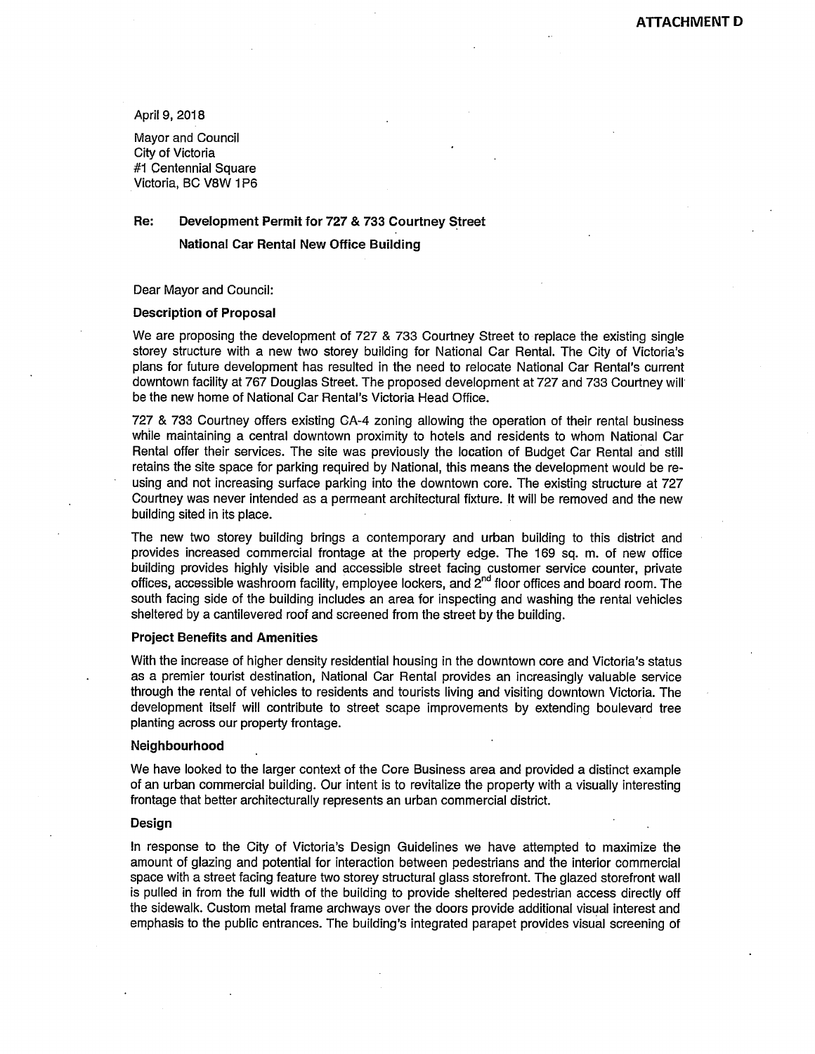**ATTACHMENT D**

April 9, 2018

Mayor and Council
City of Victoria
#1 Centennial Square
Victoria, BC V8W 1P6

**Re: Development Permit for 727 & 733 Courtney Street**
**National Car Rental New Office Building**

Dear Mayor and Council:

**Description of Proposal**

We are proposing the development of 727 & 733 Courtney Street to replace the existing single storey structure with a new two storey building for National Car Rental. The City of Victoria's plans for future development has resulted in the need to relocate National Car Rental's current downtown facility at 767 Douglas Street. The proposed development at 727 and 733 Courtney will be the new home of National Car Rental's Victoria Head Office.

727 & 733 Courtney offers existing CA-4 zoning allowing the operation of their rental business while maintaining a central downtown proximity to hotels and residents to whom National Car Rental offer their services. The site was previously the location of Budget Car Rental and still retains the site space for parking required by National, this means the development would be re-using and not increasing surface parking into the downtown core. The existing structure at 727 Courtney was never intended as a permeant architectural fixture. It will be removed and the new building sited in its place.

The new two storey building brings a contemporary and urban building to this district and provides increased commercial frontage at the property edge. The 169 sq. m. of new office building provides highly visible and accessible street facing customer service counter, private offices, accessible washroom facility, employee lockers, and 2nd floor offices and board room. The south facing side of the building includes an area for inspecting and washing the rental vehicles sheltered by a cantilevered roof and screened from the street by the building.

**Project Benefits and Amenities**

With the increase of higher density residential housing in the downtown core and Victoria's status as a premier tourist destination, National Car Rental provides an increasingly valuable service through the rental of vehicles to residents and tourists living and visiting downtown Victoria. The development itself will contribute to street scape improvements by extending boulevard tree planting across our property frontage.

**Neighbourhood**

We have looked to the larger context of the Core Business area and provided a distinct example of an urban commercial building. Our intent is to revitalize the property with a visually interesting frontage that better architecturally represents an urban commercial district.

**Design**

In response to the City of Victoria's Design Guidelines we have attempted to maximize the amount of glazing and potential for interaction between pedestrians and the interior commercial space with a street facing feature two storey structural glass storefront. The glazed storefront wall is pulled in from the full width of the building to provide sheltered pedestrian access directly off the sidewalk. Custom metal frame archways over the doors provide additional visual interest and emphasis to the public entrances. The building's integrated parapet provides visual screening of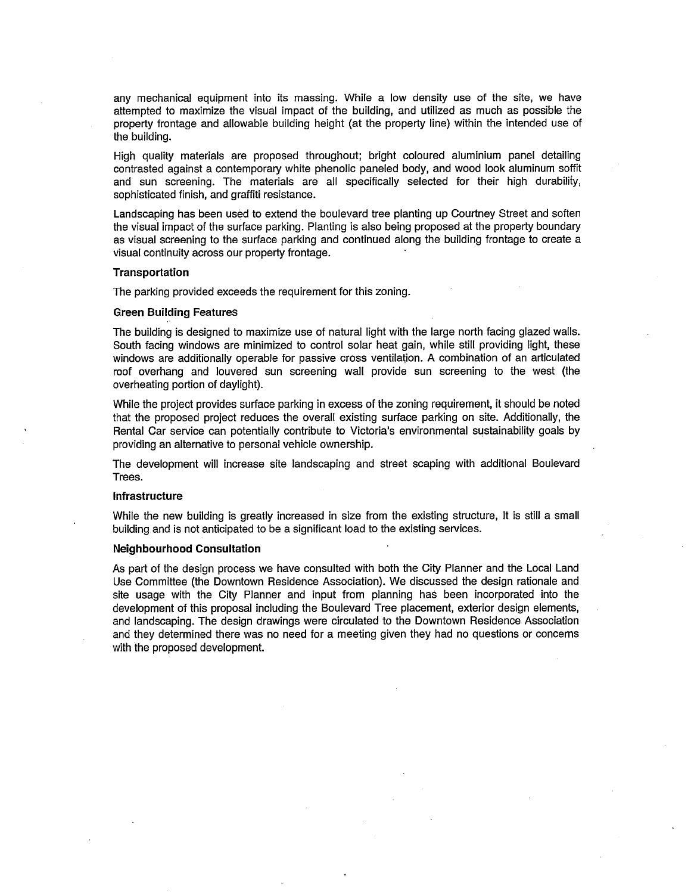any mechanical equipment into its massing. While a low density use of the site, we have attempted to maximize the visual impact of the building, and utilized as much as possible the property frontage and allowable building height (at the property line) within the intended use of the building.

High quality materials are proposed throughout; bright coloured aluminium panel detailing contrasted against a contemporary white phenolic paneled body, and wood look aluminum soffit and sun screening. The materials are all specifically selected for their high durability, sophisticated finish, and graffiti resistance.

Landscaping has been used to extend the boulevard tree planting up Courtney Street and soften the visual impact of the surface parking. Planting is also being proposed at the property boundary as visual screening to the surface parking and continued along the building frontage to create a visual continuity across our property frontage.

**Transportation**

The parking provided exceeds the requirement for this zoning.

**Green Building Features**

The building is designed to maximize use of natural light with the large north facing glazed walls. South facing windows are minimized to control solar heat gain, while still providing light, these windows are additionally operable for passive cross ventilation. A combination of an articulated roof overhang and louvered sun screening wall provide sun screening to the west (the overheating portion of daylight).

While the project provides surface parking in excess of the zoning requirement, it should be noted that the proposed project reduces the overall existing surface parking on site. Additionally, the Rental Car service can potentially contribute to Victoria's environmental sustainability goals by providing an alternative to personal vehicle ownership.

The development will increase site landscaping and street scaping with additional Boulevard Trees.

**Infrastructure**

While the new building is greatly increased in size from the existing structure, It is still a small building and is not anticipated to be a significant load to the existing services.

**Neighbourhood Consultation**

As part of the design process we have consulted with both the City Planner and the Local Land Use Committee (the Downtown Residence Association). We discussed the design rationale and site usage with the City Planner and input from planning has been incorporated into the development of this proposal including the Boulevard Tree placement, exterior design elements, and landscaping. The design drawings were circulated to the Downtown Residence Association and they determined there was no need for a meeting given they had no questions or concerns with the proposed development.